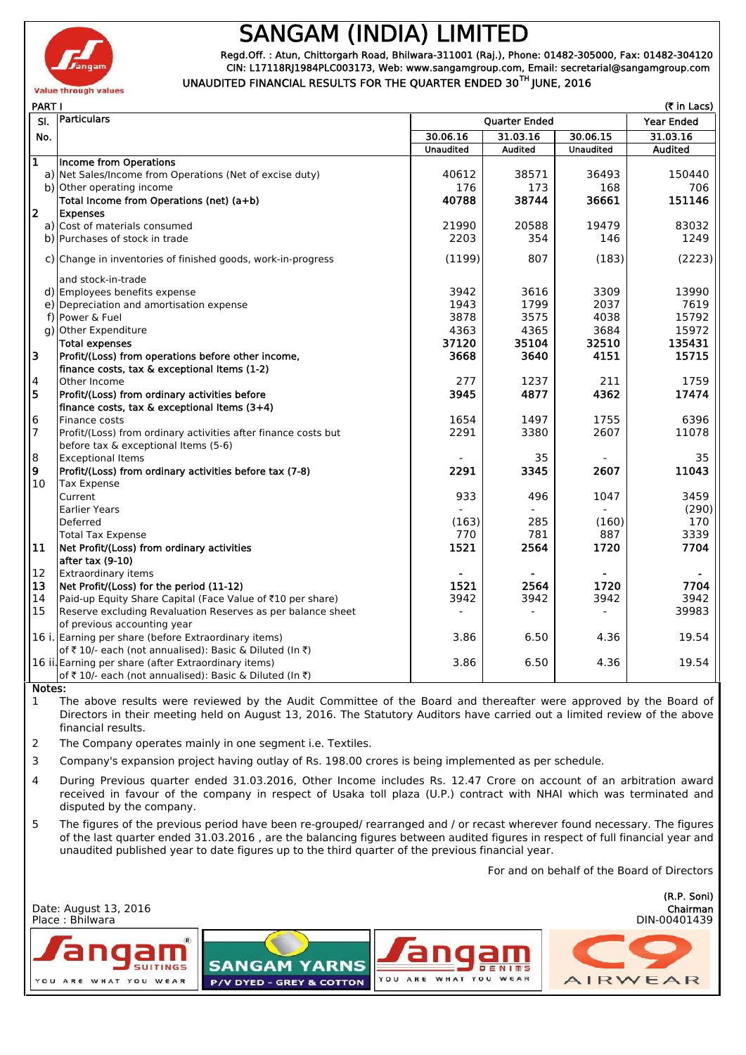# SANGAM (INDIA) LIMITED

Value through values

Regd.Off. : Atun, Chittorgarh Road, Bhilwara-311001 (Raj.), Phone: 01482-305000, Fax: 01482-304120
CIN: L17118RJ1984PLC003173, Web: www.sangamgroup.com, Email: secretarial@sangamgroup.com

## UNAUDITED FINANCIAL RESULTS FOR THE QUARTER ENDED 30[TH] JUNE, 2016

PART I (₹ in Lacs)

| Sl. No. | Particulars | Quarter Ended | | | Year Ended |
|---|---|---|---|---|---|
| | | 30.06.16 | 31.03.16 | 30.06.15 | 31.03.16 |
| | | Unaudited | Audited | Unaudited | Audited |
| 1 | **Income from Operations** | | | | |
| a) | Net Sales/Income from Operations (Net of excise duty) | 40612 | 38571 | 36493 | 150440 |
| b) | Other operating income | 176 | 173 | 168 | 706 |
| | **Total Income from Operations (net) (a+b)** | **40788** | **38744** | **36661** | **151146** |
| 2 | **Expenses** | | | | |
| a) | Cost of materials consumed | 21990 | 20588 | 19479 | 83032 |
| b) | Purchases of stock in trade | 2203 | 354 | 146 | 1249 |
| c) | Change in inventories of finished goods, work-in-progress and stock-in-trade | (1199) | 807 | (183) | (2223) |
| d) | Employees benefits expense | 3942 | 3616 | 3309 | 13990 |
| e) | Depreciation and amortisation expense | 1943 | 1799 | 2037 | 7619 |
| f) | Power & Fuel | 3878 | 3575 | 4038 | 15792 |
| g) | Other Expenditure | 4363 | 4365 | 3684 | 15972 |
| | **Total expenses** | **37120** | **35104** | **32510** | **135431** |
| 3 | **Profit/(Loss) from operations before other income, finance costs, tax & exceptional Items (1-2)** | **3668** | **3640** | **4151** | **15715** |
| 4 | Other Income | 277 | 1237 | 211 | 1759 |
| 5 | **Profit/(Loss) from ordinary activities before finance costs, tax & exceptional Items (3+4)** | **3945** | **4877** | **4362** | **17474** |
| 6 | Finance costs | 1654 | 1497 | 1755 | 6396 |
| 7 | Profit/(Loss) from ordinary activities after finance costs but before tax & exceptional Items (5-6) | 2291 | 3380 | 2607 | 11078 |
| 8 | Exceptional Items | - | 35 | - | 35 |
| 9 | **Profit/(Loss) from ordinary activities before tax (7-8)** | **2291** | **3345** | **2607** | **11043** |
| 10 | Tax Expense | | | | |
| | Current | 933 | 496 | 1047 | 3459 |
| | Earlier Years | - | - | - | (290) |
| | Deferred | (163) | 285 | (160) | 170 |
| | Total Tax Expense | 770 | 781 | 887 | 3339 |
| 11 | **Net Profit/(Loss) from ordinary activities after tax (9-10)** | **1521** | **2564** | **1720** | **7704** |
| 12 | Extraordinary items | - | - | - | - |
| 13 | **Net Profit/(Loss) for the period (11-12)** | **1521** | **2564** | **1720** | **7704** |
| 14 | Paid-up Equity Share Capital (Face Value of ₹10 per share) | 3942 | 3942 | 3942 | 3942 |
| 15 | Reserve excluding Revaluation Reserves as per balance sheet of previous accounting year | - | - | - | 39983 |
| 16 i. | Earning per share (before Extraordinary items) of ₹ 10/- each (not annualised): Basic & Diluted (In ₹) | 3.86 | 6.50 | 4.36 | 19.54 |
| 16 ii. | Earning per share (after Extraordinary items) of ₹ 10/- each (not annualised): Basic & Diluted (In ₹) | 3.86 | 6.50 | 4.36 | 19.54 |

**Notes:**

1. The above results were reviewed by the Audit Committee of the Board and thereafter were approved by the Board of Directors in their meeting held on August 13, 2016. The Statutory Auditors have carried out a limited review of the above financial results.
2. The Company operates mainly in one segment i.e. Textiles.
3. Company's expansion project having outlay of Rs. 198.00 crores is being implemented as per schedule.
4. During Previous quarter ended 31.03.2016, Other Income includes Rs. 12.47 Crore on account of an arbitration award received in favour of the company in respect of Usaka toll plaza (U.P.) contract with NHAI which was terminated and disputed by the company.
5. The figures of the previous period have been re-grouped/ rearranged and / or recast wherever found necessary. The figures of the last quarter ended 31.03.2016 , are the balancing figures between audited figures in respect of full financial year and unaudited published year to date figures up to the third quarter of the previous financial year.

For and on behalf of the Board of Directors

Date: August 13, 2016
Place : Bhilwara

(R.P. Soni)
Chairman
DIN-00401439

Sangam Suitings – YOU ARE WHAT YOU WEAR | SANGAM YARNS – P/V DYED - GREY & COTTON | Sangam Denims – YOU ARE WHAT YOU WEAR | C9 AIRWEAR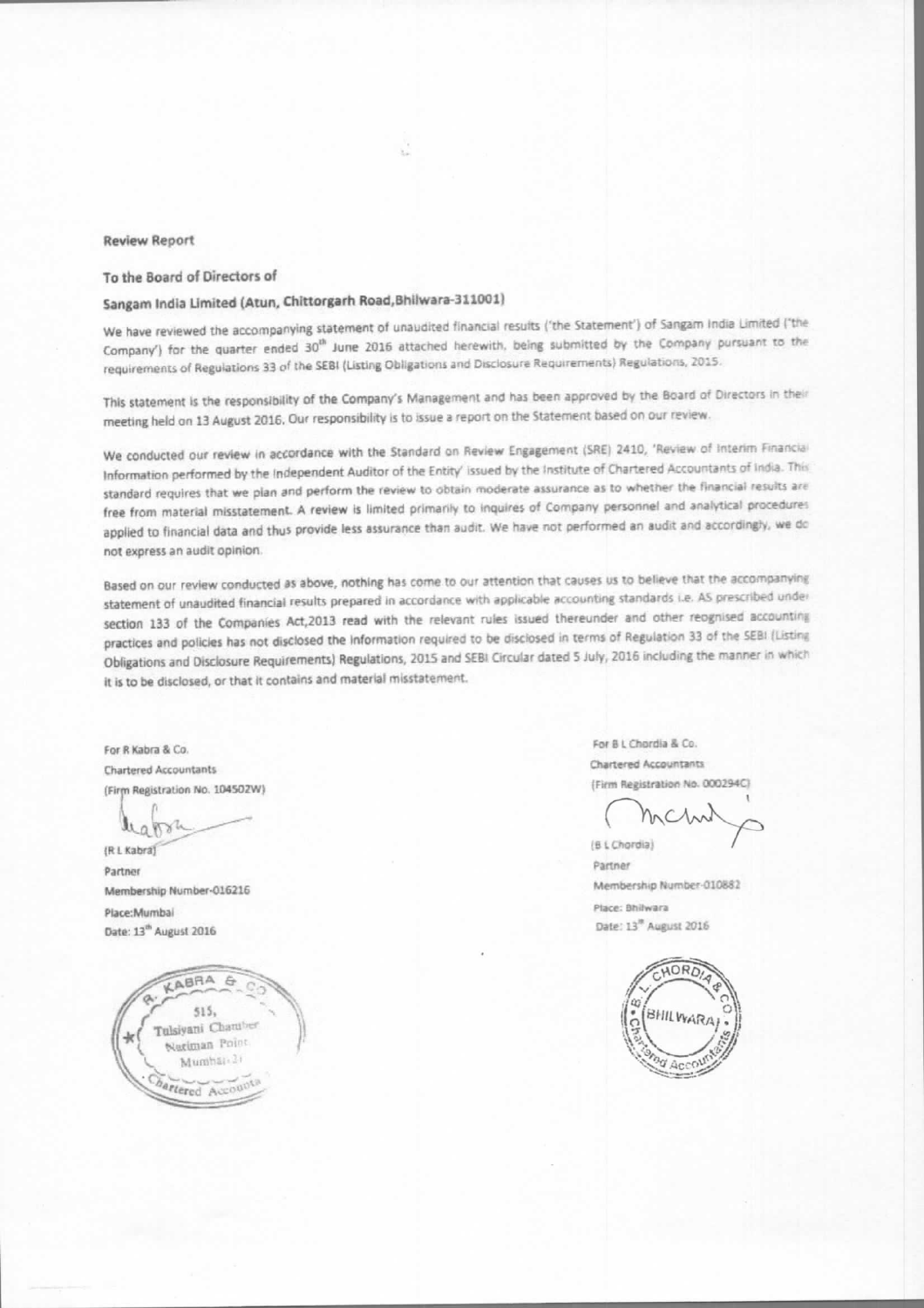**Review Report**

**To the Board of Directors of**

**Sangam India Limited (Atun, Chittorgarh Road,Bhilwara-311001)**

We have reviewed the accompanying statement of unaudited financial results ('the Statement') of Sangam India Limited ('the Company') for the quarter ended 30th June 2016 attached herewith, being submitted by the Company pursuant to the requirements of Regulations 33 of the SEBI (Listing Obligations and Disclosure Requirements) Regulations, 2015.

This statement is the responsibility of the Company's Management and has been approved by the Board of Directors in their meeting held on 13 August 2016. Our responsibility is to issue a report on the Statement based on our review.

We conducted our review in accordance with the Standard on Review Engagement (SRE) 2410, 'Review of Interim Financial Information performed by the Independent Auditor of the Entity' issued by the Institute of Chartered Accountants of India. This standard requires that we plan and perform the review to obtain moderate assurance as to whether the financial results are free from material misstatement. A review is limited primarily to inquires of Company personnel and analytical procedures applied to financial data and thus provide less assurance than audit. We have not performed an audit and accordingly, we do not express an audit opinion.

Based on our review conducted as above, nothing has come to our attention that causes us to believe that the accompanying statement of unaudited financial results prepared in accordance with applicable accounting standards i.e. AS prescribed under section 133 of the Companies Act,2013 read with the relevant rules issued thereunder and other reognised accounting practices and policies has not disclosed the information required to be disclosed in terms of Regulation 33 of the SEBI (Listing Obligations and Disclosure Requirements) Regulations, 2015 and SEBI Circular dated 5 July, 2016 including the manner in which it is to be disclosed, or that it contains and material misstatement.

For R Kabra & Co.
Chartered Accountants
(Firm Registration No. 104502W)

(R L Kabra)
Partner
Membership Number-016216
Place:Mumbai
Date: 13th August 2016

For B L Chordia & Co.
Chartered Accountants
(Firm Registration No. 000294C)

(B L Chordia)
Partner
Membership Number-010882
Place: Bhilwara
Date: 13th August 2016